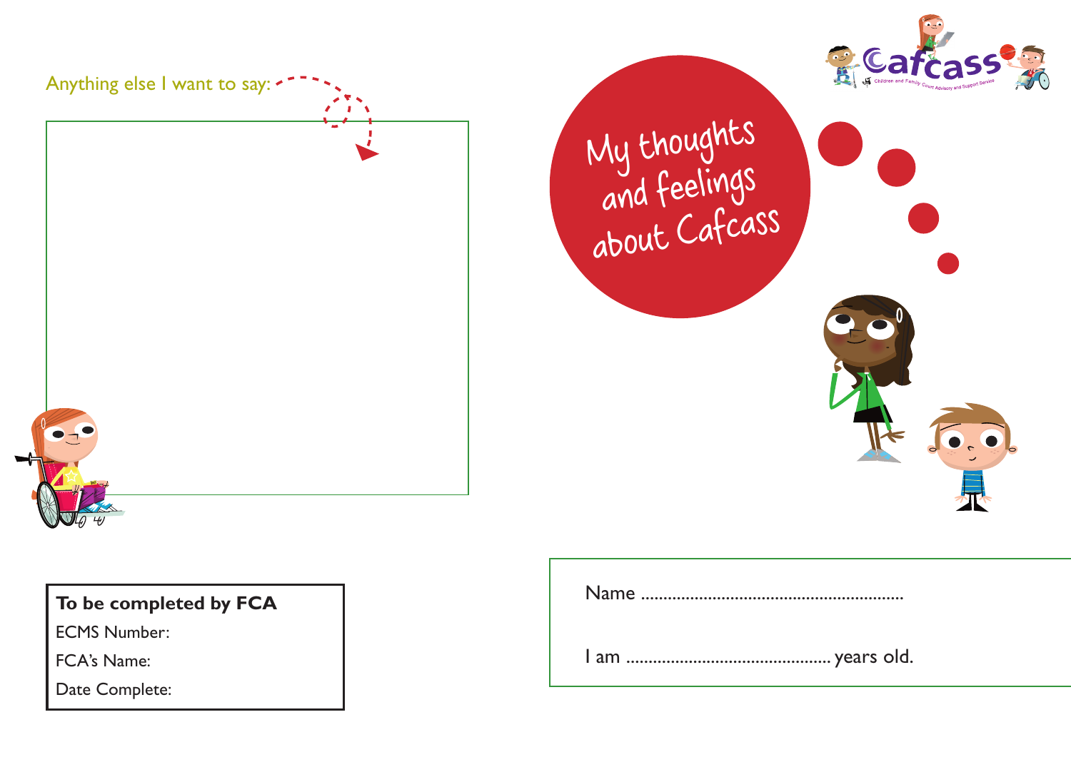# My thoughts and feelings about Cafcass

Name ...........................................................

I am ............................................. years old.

Anything else I want to say:

**To be completed by FCA**

ECMS Number:

FCA's Name:

Date Complete: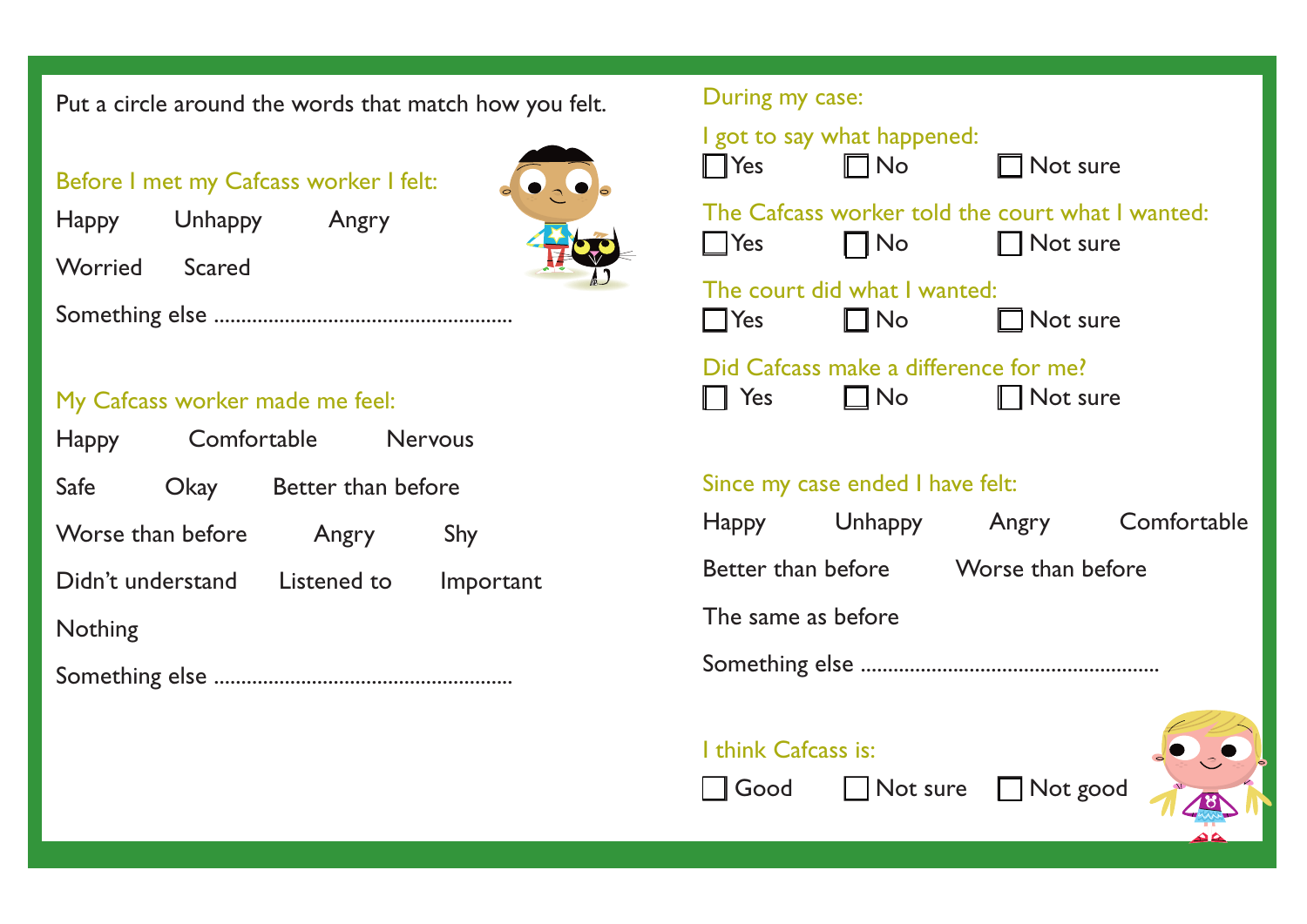Put a circle around the words that match how you felt.

## Before I met my Cafcass worker I felt:

Happy Unhappy Angry

Worried Scared

Something else ......................................................

## My Cafcass worker made me feel:

Happy Comfortable Nervous

Safe Okay Better than before

Worse than before Angry Shy

Didn't understand Listened to Important

Nothing

Something else ......................................................

## During my case:

### I got to say what happened:

☐ Yes ☐ No ☐ Not sure

### The Cafcass worker told the court what I wanted:

☐ Yes ☐ No ☐ Not sure

### The court did what I wanted:

☐ Yes ☐ No ☐ Not sure

### Did Cafcass make a difference for me?

☐ Yes ☐ No ☐ Not sure

## Since my case ended I have felt:

Happy Unhappy Angry Comfortable

Better than before Worse than before

The same as before

Something else ......................................................

## I think Cafcass is:

☐ Good ☐ Not sure ☐ Not good